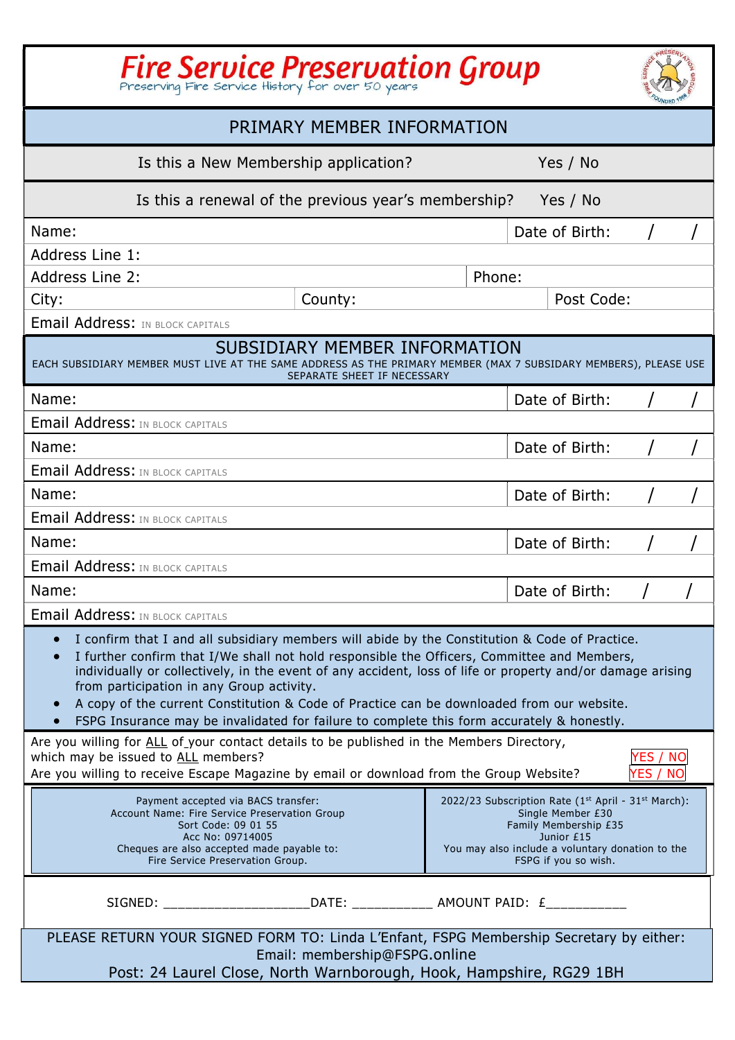# Fire Service Preservation Group

Preserving Fire Service History for over 50 years

## PRIMARY MEMBER INFORMATION

| | |
|---|---|
| Is this a New Membership application? | Yes / No |
| Is this a renewal of the previous year's membership? | Yes / No |

| | | |
|---|---|---|
| Name: | | Date of Birth: / / |
| Address Line 1: | | |
| Address Line 2: | | Phone: |
| City: | County: | Post Code: |
| Email Address: IN BLOCK CAPITALS | | |

## SUBSIDIARY MEMBER INFORMATION

EACH SUBSIDIARY MEMBER MUST LIVE AT THE SAME ADDRESS AS THE PRIMARY MEMBER (MAX 7 SUBSIDARY MEMBERS), PLEASE USE SEPARATE SHEET IF NECESSARY

| | |
|---|---|
| Name: | Date of Birth: / / |
| Email Address: IN BLOCK CAPITALS | |
| Name: | Date of Birth: / / |
| Email Address: IN BLOCK CAPITALS | |
| Name: | Date of Birth: / / |
| Email Address: IN BLOCK CAPITALS | |
| Name: | Date of Birth: / / |
| Email Address: IN BLOCK CAPITALS | |
| Name: | Date of Birth: / / |
| Email Address: IN BLOCK CAPITALS | |

- I confirm that I and all subsidiary members will abide by the Constitution & Code of Practice.
- I further confirm that I/We shall not hold responsible the Officers, Committee and Members, individually or collectively, in the event of any accident, loss of life or property and/or damage arising from participation in any Group activity.
- A copy of the current Constitution & Code of Practice can be downloaded from our website.
- FSPG Insurance may be invalidated for failure to complete this form accurately & honestly.

Are you willing for ALL of your contact details to be published in the Members Directory, which may be issued to ALL members? YES / NO

Are you willing to receive Escape Magazine by email or download from the Group Website? YES / NO

| Payment accepted via BACS transfer: | 2022/23 Subscription Rate (1st April - 31st March): |
|---|---|
| Account Name: Fire Service Preservation Group | Single Member £30 |
| Sort Code: 09 01 55 | Family Membership £35 |
| Acc No: 09714005 | Junior £15 |
| Cheques are also accepted made payable to: Fire Service Preservation Group. | You may also include a voluntary donation to the FSPG if you so wish. |

SIGNED: ___________________DATE: ___________ AMOUNT PAID: £___________

PLEASE RETURN YOUR SIGNED FORM TO: Linda L'Enfant, FSPG Membership Secretary by either:

Email: membership@FSPG.online

Post: 24 Laurel Close, North Warnborough, Hook, Hampshire, RG29 1BH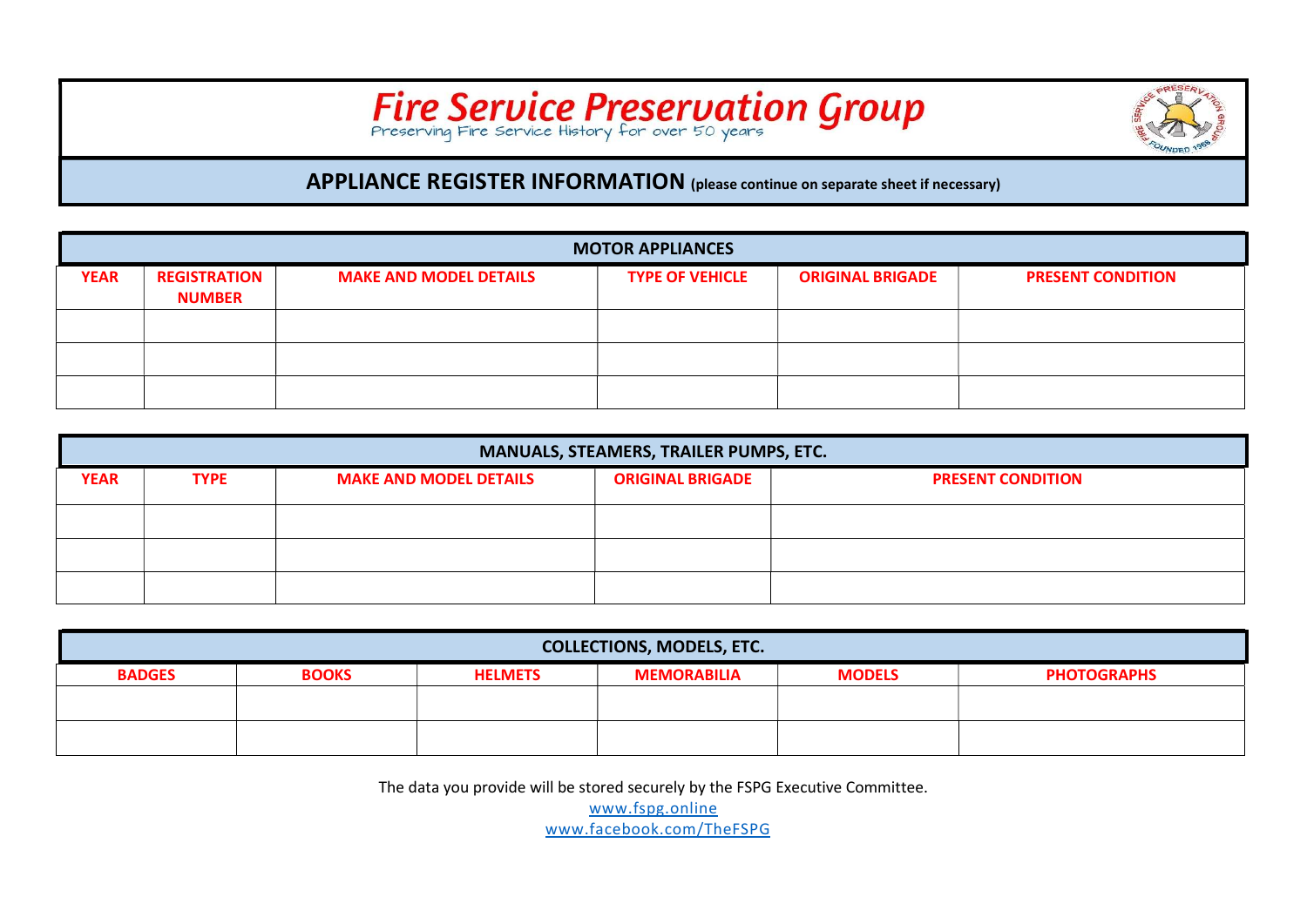# Fire Service Preservation Group

Preserving Fire Service History for over 50 years

## APPLIANCE REGISTER INFORMATION (please continue on separate sheet if necessary)

### MOTOR APPLIANCES

| YEAR | REGISTRATION NUMBER | MAKE AND MODEL DETAILS | TYPE OF VEHICLE | ORIGINAL BRIGADE | PRESENT CONDITION |
|---|---|---|---|---|---|
| | | | | | |
| | | | | | |
| | | | | | |

### MANUALS, STEAMERS, TRAILER PUMPS, ETC.

| YEAR | TYPE | MAKE AND MODEL DETAILS | ORIGINAL BRIGADE | PRESENT CONDITION |
|---|---|---|---|---|
| | | | | |
| | | | | |
| | | | | |

### COLLECTIONS, MODELS, ETC.

| BADGES | BOOKS | HELMETS | MEMORABILIA | MODELS | PHOTOGRAPHS |
|---|---|---|---|---|---|
| | | | | | |
| | | | | | |

The data you provide will be stored securely by the FSPG Executive Committee.

www.fspg.online

www.facebook.com/TheFSPG